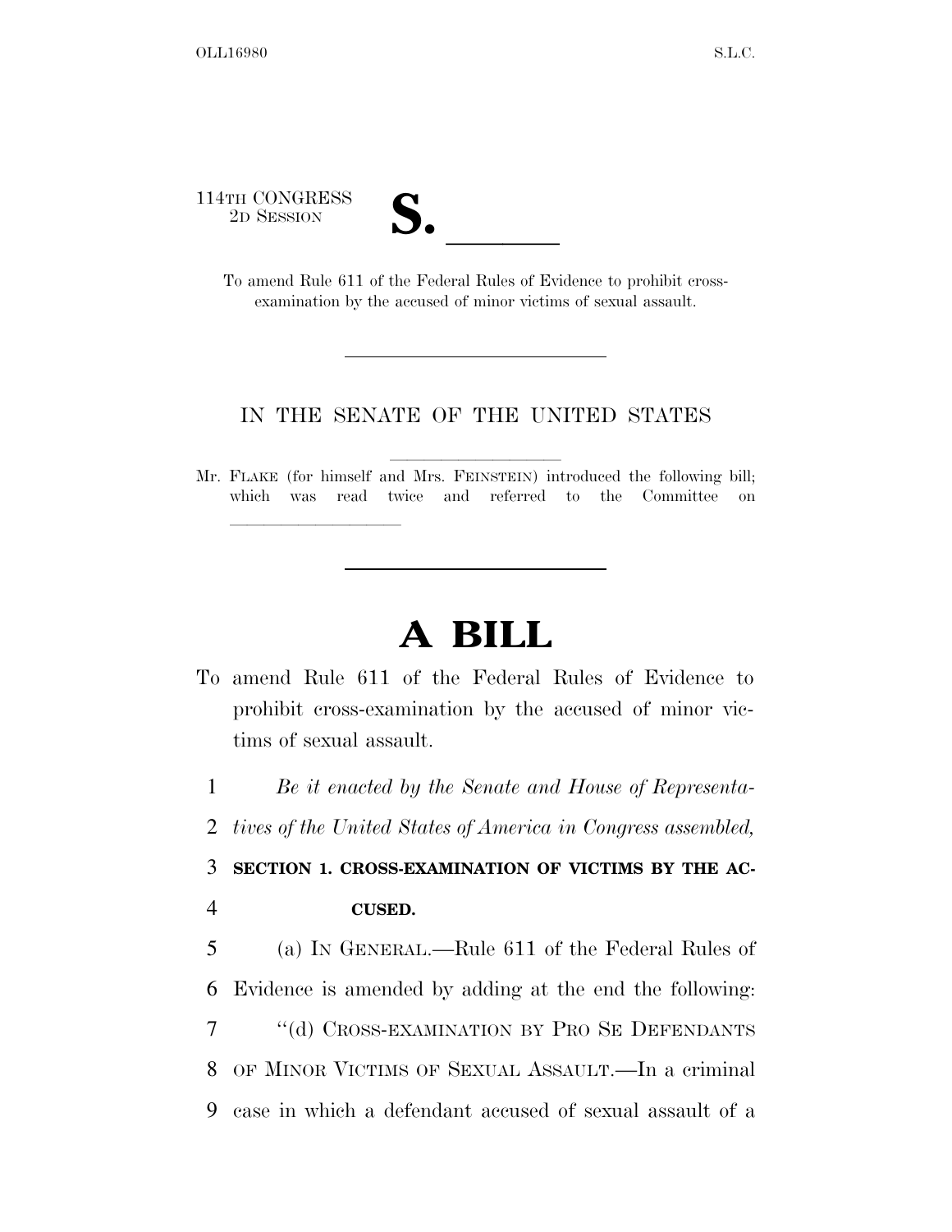114TH CONGRESS
2D SESSION

**S. \_\_\_\_\_\_**

To amend Rule 611 of the Federal Rules of Evidence to prohibit cross-examination by the accused of minor victims of sexual assault.

IN THE SENATE OF THE UNITED STATES

Mr. FLAKE (for himself and Mrs. FEINSTEIN) introduced the following bill; which was read twice and referred to the Committee on \_\_\_\_\_\_\_\_\_\_\_\_\_\_\_\_\_\_\_\_

# A BILL

To amend Rule 611 of the Federal Rules of Evidence to prohibit cross-examination by the accused of minor victims of sexual assault.

1 *Be it enacted by the Senate and House of Representa-*
2 *tives of the United States of America in Congress assembled,*

3 **SECTION 1. CROSS-EXAMINATION OF VICTIMS BY THE AC-**
4 **CUSED.**

5 (a) IN GENERAL.—Rule 611 of the Federal Rules of
6 Evidence is amended by adding at the end the following:
7 "(d) CROSS-EXAMINATION BY PRO SE DEFENDANTS
8 OF MINOR VICTIMS OF SEXUAL ASSAULT.—In a criminal
9 case in which a defendant accused of sexual assault of a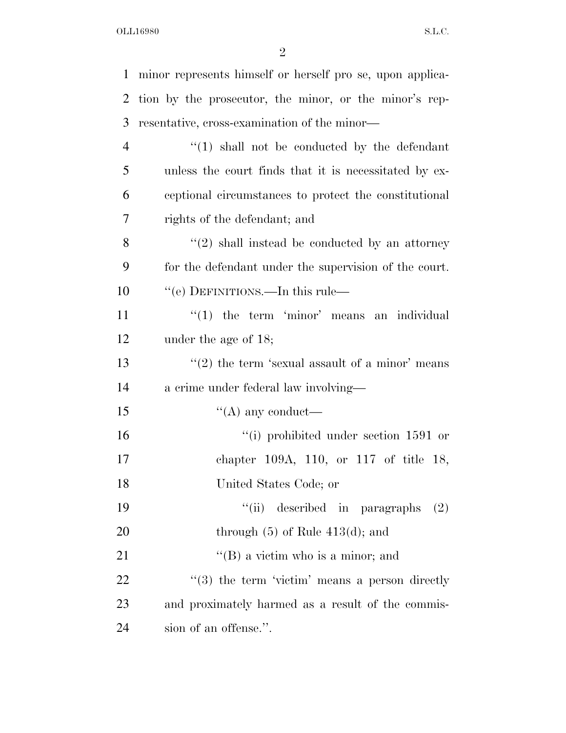minor represents himself or herself pro se, upon application by the prosecutor, the minor, or the minor's representative, cross-examination of the minor—

"(1) shall not be conducted by the defendant unless the court finds that it is necessitated by exceptional circumstances to protect the constitutional rights of the defendant; and

"(2) shall instead be conducted by an attorney for the defendant under the supervision of the court.

"(e) DEFINITIONS.—In this rule—

"(1) the term 'minor' means an individual under the age of 18;

"(2) the term 'sexual assault of a minor' means a crime under federal law involving—

"(A) any conduct—

"(i) prohibited under section 1591 or chapter 109A, 110, or 117 of title 18, United States Code; or

"(ii) described in paragraphs (2) through (5) of Rule 413(d); and

"(B) a victim who is a minor; and

"(3) the term 'victim' means a person directly and proximately harmed as a result of the commission of an offense.".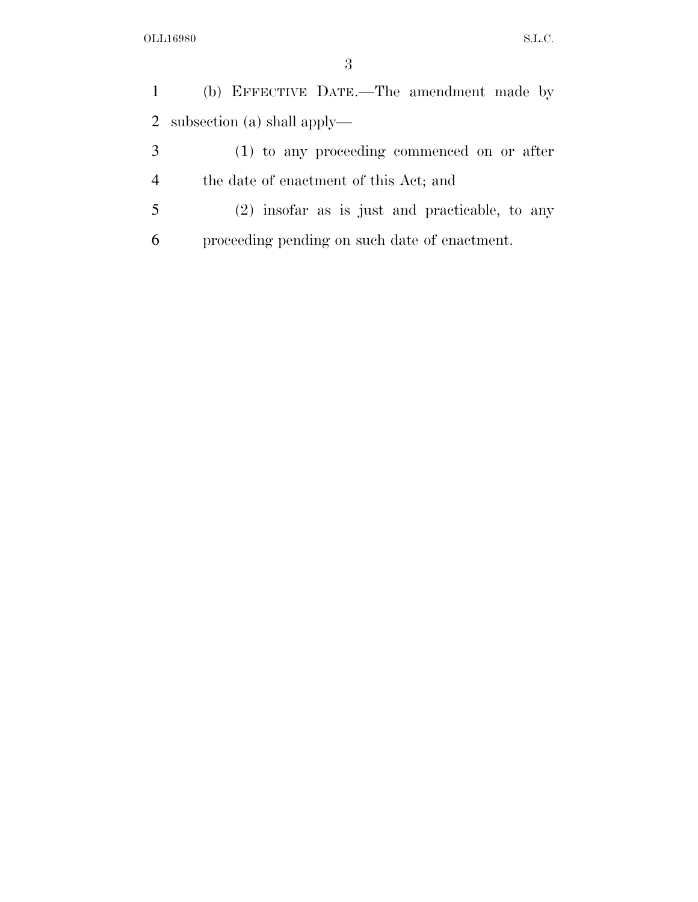(b) EFFECTIVE DATE.—The amendment made by subsection (a) shall apply—

(1) to any proceeding commenced on or after the date of enactment of this Act; and

(2) insofar as is just and practicable, to any proceeding pending on such date of enactment.